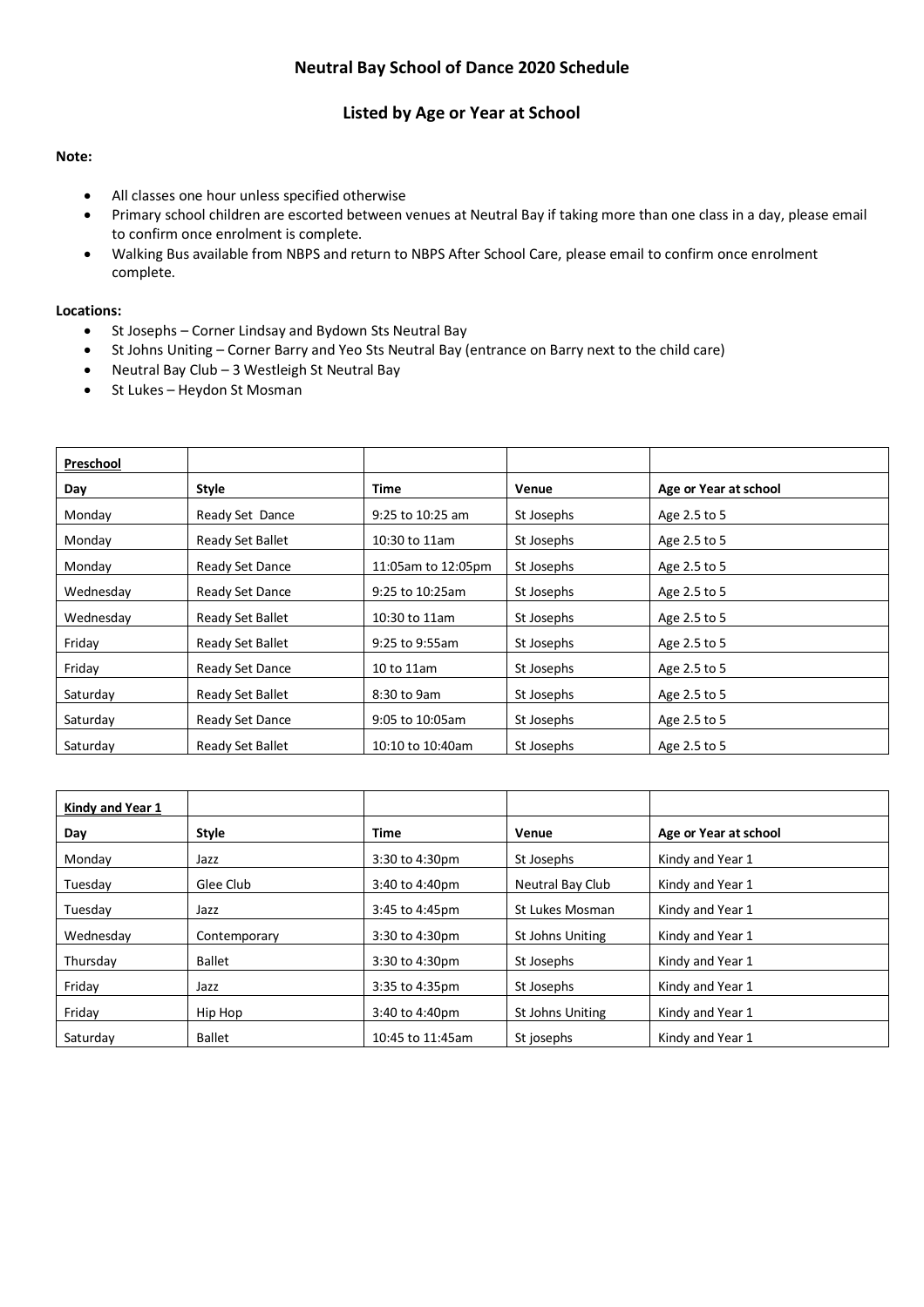# Neutral Bay School of Dance 2020 Schedule

## Listed by Age or Year at School

**Note:**

- All classes one hour unless specified otherwise
- Primary school children are escorted between venues at Neutral Bay if taking more than one class in a day, please email to confirm once enrolment is complete.
- Walking Bus available from NBPS and return to NBPS After School Care, please email to confirm once enrolment complete.

**Locations:**

- St Josephs – Corner Lindsay and Bydown Sts Neutral Bay
- St Johns Uniting – Corner Barry and Yeo Sts Neutral Bay (entrance on Barry next to the child care)
- Neutral Bay Club – 3 Westleigh St Neutral Bay
- St Lukes – Heydon St Mosman

| **Preschool** | | | | |
|---|---|---|---|---|
| **Day** | **Style** | **Time** | **Venue** | **Age or Year at school** |
| Monday | Ready Set Dance | 9:25 to 10:25 am | St Josephs | Age 2.5 to 5 |
| Monday | Ready Set Ballet | 10:30 to 11am | St Josephs | Age 2.5 to 5 |
| Monday | Ready Set Dance | 11:05am to 12:05pm | St Josephs | Age 2.5 to 5 |
| Wednesday | Ready Set Dance | 9:25 to 10:25am | St Josephs | Age 2.5 to 5 |
| Wednesday | Ready Set Ballet | 10:30 to 11am | St Josephs | Age 2.5 to 5 |
| Friday | Ready Set Ballet | 9:25 to 9:55am | St Josephs | Age 2.5 to 5 |
| Friday | Ready Set Dance | 10 to 11am | St Josephs | Age 2.5 to 5 |
| Saturday | Ready Set Ballet | 8:30 to 9am | St Josephs | Age 2.5 to 5 |
| Saturday | Ready Set Dance | 9:05 to 10:05am | St Josephs | Age 2.5 to 5 |
| Saturday | Ready Set Ballet | 10:10 to 10:40am | St Josephs | Age 2.5 to 5 |

| **Kindy and Year 1** | | | | |
|---|---|---|---|---|
| **Day** | **Style** | **Time** | **Venue** | **Age or Year at school** |
| Monday | Jazz | 3:30 to 4:30pm | St Josephs | Kindy and Year 1 |
| Tuesday | Glee Club | 3:40 to 4:40pm | Neutral Bay Club | Kindy and Year 1 |
| Tuesday | Jazz | 3:45 to 4:45pm | St Lukes Mosman | Kindy and Year 1 |
| Wednesday | Contemporary | 3:30 to 4:30pm | St Johns Uniting | Kindy and Year 1 |
| Thursday | Ballet | 3:30 to 4:30pm | St Josephs | Kindy and Year 1 |
| Friday | Jazz | 3:35 to 4:35pm | St Josephs | Kindy and Year 1 |
| Friday | Hip Hop | 3:40 to 4:40pm | St Johns Uniting | Kindy and Year 1 |
| Saturday | Ballet | 10:45 to 11:45am | St josephs | Kindy and Year 1 |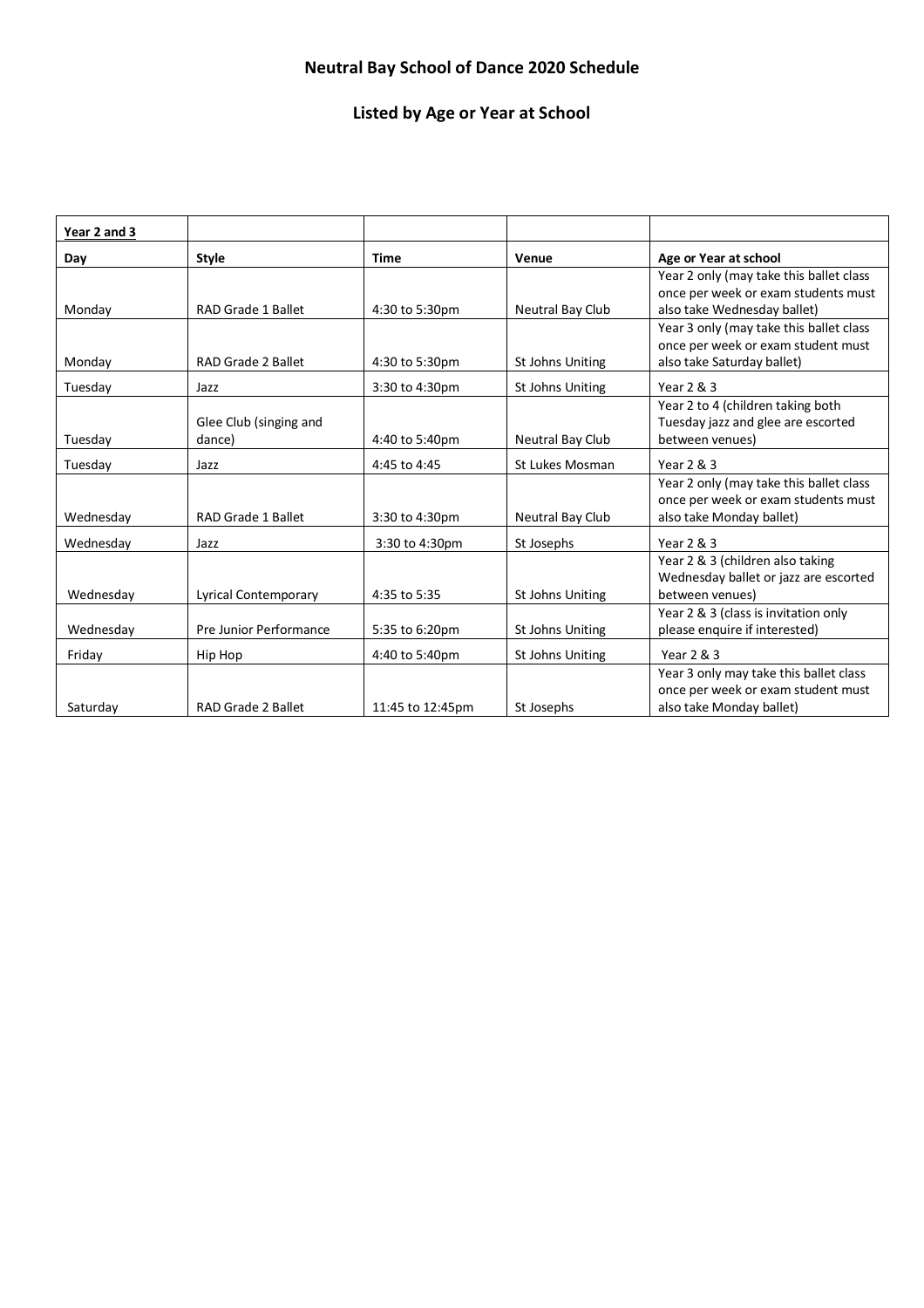# Neutral Bay School of Dance 2020 Schedule

## Listed by Age or Year at School

| **Year 2 and 3** | | | | |
|---|---|---|---|---|
| **Day** | **Style** | **Time** | **Venue** | **Age or Year at school** |
| Monday | RAD Grade 1 Ballet | 4:30 to 5:30pm | Neutral Bay Club | Year 2 only (may take this ballet class once per week or exam students must also take Wednesday ballet) |
| Monday | RAD Grade 2 Ballet | 4:30 to 5:30pm | St Johns Uniting | Year 3 only (may take this ballet class once per week or exam student must also take Saturday ballet) |
| Tuesday | Jazz | 3:30 to 4:30pm | St Johns Uniting | Year 2 & 3 |
| Tuesday | Glee Club (singing and dance) | 4:40 to 5:40pm | Neutral Bay Club | Year 2 to 4 (children taking both Tuesday jazz and glee are escorted between venues) |
| Tuesday | Jazz | 4:45 to 4:45 | St Lukes Mosman | Year 2 & 3 |
| Wednesday | RAD Grade 1 Ballet | 3:30 to 4:30pm | Neutral Bay Club | Year 2 only (may take this ballet class once per week or exam students must also take Monday ballet) |
| Wednesday | Jazz | 3:30 to 4:30pm | St Josephs | Year 2 & 3 |
| Wednesday | Lyrical Contemporary | 4:35 to 5:35 | St Johns Uniting | Year 2 & 3 (children also taking Wednesday ballet or jazz are escorted between venues) |
| Wednesday | Pre Junior Performance | 5:35 to 6:20pm | St Johns Uniting | Year 2 & 3 (class is invitation only please enquire if interested) |
| Friday | Hip Hop | 4:40 to 5:40pm | St Johns Uniting | Year 2 & 3 |
| Saturday | RAD Grade 2 Ballet | 11:45 to 12:45pm | St Josephs | Year 3 only may take this ballet class once per week or exam student must also take Monday ballet) |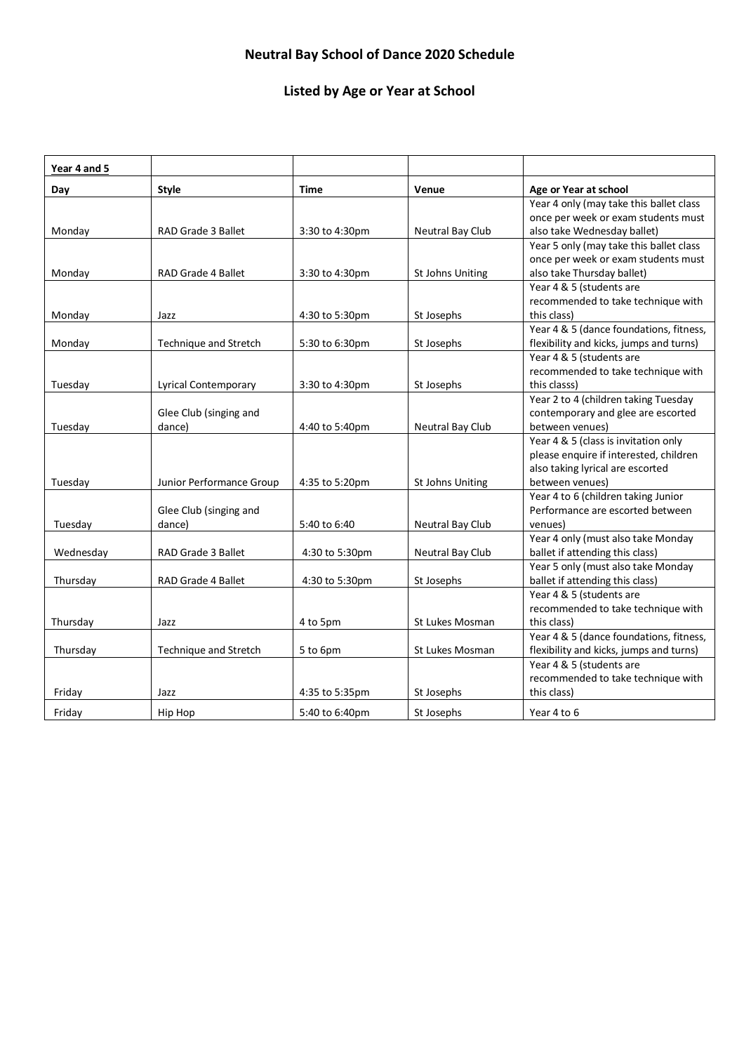# Neutral Bay School of Dance 2020 Schedule

## Listed by Age or Year at School

| **Year 4 and 5** | | | | |
|---|---|---|---|---|
| **Day** | **Style** | **Time** | **Venue** | **Age or Year at school** |
| Monday | RAD Grade 3 Ballet | 3:30 to 4:30pm | Neutral Bay Club | Year 4 only (may take this ballet class once per week or exam students must also take Wednesday ballet) |
| Monday | RAD Grade 4 Ballet | 3:30 to 4:30pm | St Johns Uniting | Year 5 only (may take this ballet class once per week or exam students must also take Thursday ballet) |
| Monday | Jazz | 4:30 to 5:30pm | St Josephs | Year 4 & 5 (students are recommended to take technique with this class) |
| Monday | Technique and Stretch | 5:30 to 6:30pm | St Josephs | Year 4 & 5 (dance foundations, fitness, flexibility and kicks, jumps and turns) |
| Tuesday | Lyrical Contemporary | 3:30 to 4:30pm | St Josephs | Year 4 & 5 (students are recommended to take technique with this classs) |
| Tuesday | Glee Club (singing and dance) | 4:40 to 5:40pm | Neutral Bay Club | Year 2 to 4 (children taking Tuesday contemporary and glee are escorted between venues) |
| Tuesday | Junior Performance Group | 4:35 to 5:20pm | St Johns Uniting | Year 4 & 5 (class is invitation only please enquire if interested, children also taking lyrical are escorted between venues) |
| Tuesday | Glee Club (singing and dance) | 5:40 to 6:40 | Neutral Bay Club | Year 4 to 6 (children taking Junior Performance are escorted between venues) |
| Wednesday | RAD Grade 3 Ballet | 4:30 to 5:30pm | Neutral Bay Club | Year 4 only (must also take Monday ballet if attending this class) |
| Thursday | RAD Grade 4 Ballet | 4:30 to 5:30pm | St Josephs | Year 5 only (must also take Monday ballet if attending this class) |
| Thursday | Jazz | 4 to 5pm | St Lukes Mosman | Year 4 & 5 (students are recommended to take technique with this class) |
| Thursday | Technique and Stretch | 5 to 6pm | St Lukes Mosman | Year 4 & 5 (dance foundations, fitness, flexibility and kicks, jumps and turns) |
| Friday | Jazz | 4:35 to 5:35pm | St Josephs | Year 4 & 5 (students are recommended to take technique with this class) |
| Friday | Hip Hop | 5:40 to 6:40pm | St Josephs | Year 4 to 6 |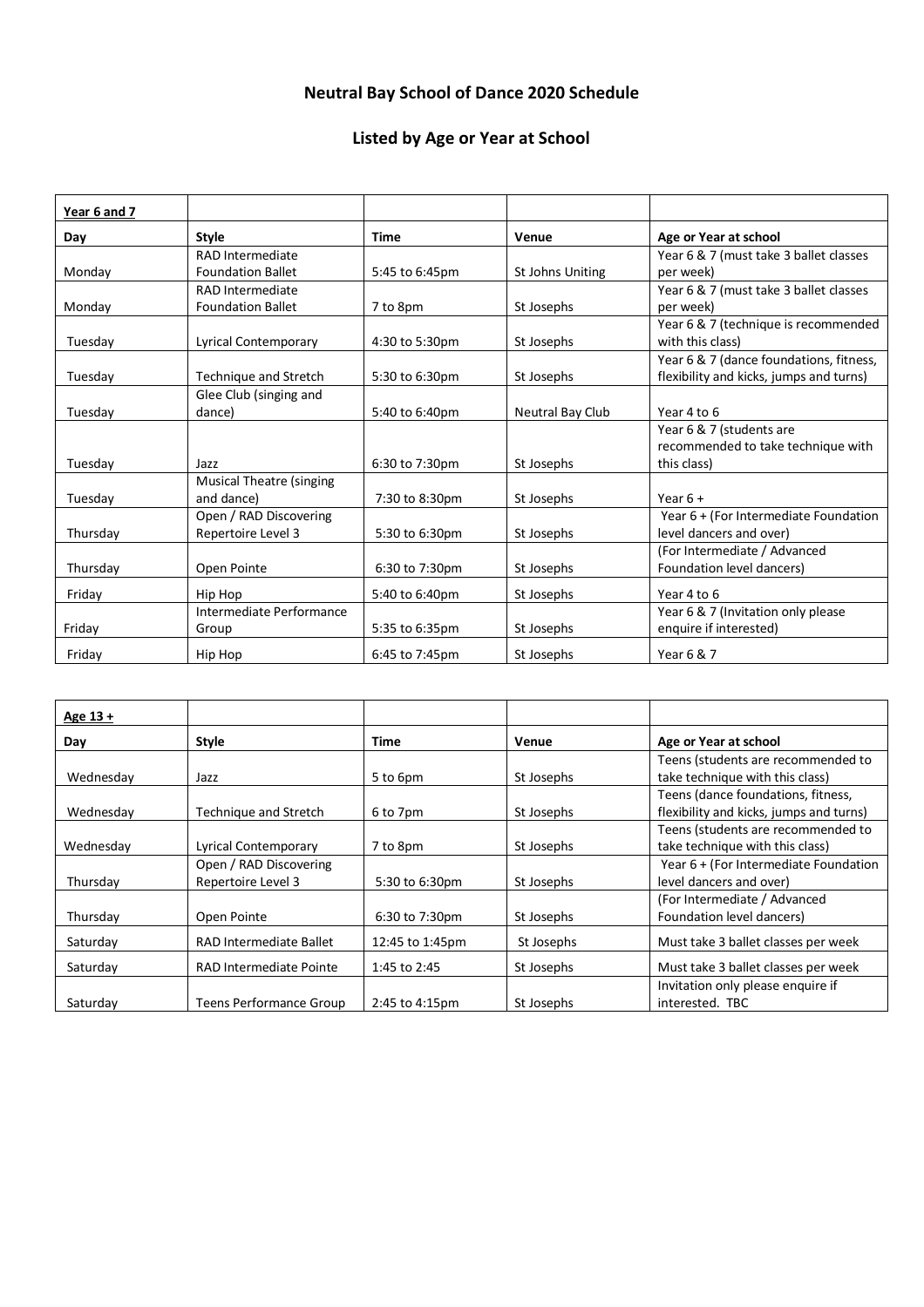# Neutral Bay School of Dance 2020 Schedule

## Listed by Age or Year at School

| Year 6 and 7 | | | | |
|---|---|---|---|---|
| **Day** | **Style** | **Time** | **Venue** | **Age or Year at school** |
| Monday | RAD Intermediate Foundation Ballet | 5:45 to 6:45pm | St Johns Uniting | Year 6 & 7 (must take 3 ballet classes per week) |
| Monday | RAD Intermediate Foundation Ballet | 7 to 8pm | St Josephs | Year 6 & 7 (must take 3 ballet classes per week) |
| Tuesday | Lyrical Contemporary | 4:30 to 5:30pm | St Josephs | Year 6 & 7 (technique is recommended with this class) |
| Tuesday | Technique and Stretch | 5:30 to 6:30pm | St Josephs | Year 6 & 7 (dance foundations, fitness, flexibility and kicks, jumps and turns) |
| Tuesday | Glee Club (singing and dance) | 5:40 to 6:40pm | Neutral Bay Club | Year 4 to 6 |
| Tuesday | Jazz | 6:30 to 7:30pm | St Josephs | Year 6 & 7 (students are recommended to take technique with this class) |
| Tuesday | Musical Theatre (singing and dance) | 7:30 to 8:30pm | St Josephs | Year 6 + |
| Thursday | Open / RAD Discovering Repertoire Level 3 | 5:30 to 6:30pm | St Josephs | Year 6 + (For Intermediate Foundation level dancers and over) |
| Thursday | Open Pointe | 6:30 to 7:30pm | St Josephs | (For Intermediate / Advanced Foundation level dancers) |
| Friday | Hip Hop | 5:40 to 6:40pm | St Josephs | Year 4 to 6 |
| Friday | Intermediate Performance Group | 5:35 to 6:35pm | St Josephs | Year 6 & 7 (Invitation only please enquire if interested) |
| Friday | Hip Hop | 6:45 to 7:45pm | St Josephs | Year 6 & 7 |

| Age 13 + | | | | |
|---|---|---|---|---|
| **Day** | **Style** | **Time** | **Venue** | **Age or Year at school** |
| Wednesday | Jazz | 5 to 6pm | St Josephs | Teens (students are recommended to take technique with this class) |
| Wednesday | Technique and Stretch | 6 to 7pm | St Josephs | Teens (dance foundations, fitness, flexibility and kicks, jumps and turns) |
| Wednesday | Lyrical Contemporary | 7 to 8pm | St Josephs | Teens (students are recommended to take technique with this class) |
| Thursday | Open / RAD Discovering Repertoire Level 3 | 5:30 to 6:30pm | St Josephs | Year 6 + (For Intermediate Foundation level dancers and over) |
| Thursday | Open Pointe | 6:30 to 7:30pm | St Josephs | (For Intermediate / Advanced Foundation level dancers) |
| Saturday | RAD Intermediate Ballet | 12:45 to 1:45pm | St Josephs | Must take 3 ballet classes per week |
| Saturday | RAD Intermediate Pointe | 1:45 to 2:45 | St Josephs | Must take 3 ballet classes per week |
| Saturday | Teens Performance Group | 2:45 to 4:15pm | St Josephs | Invitation only please enquire if interested. TBC |